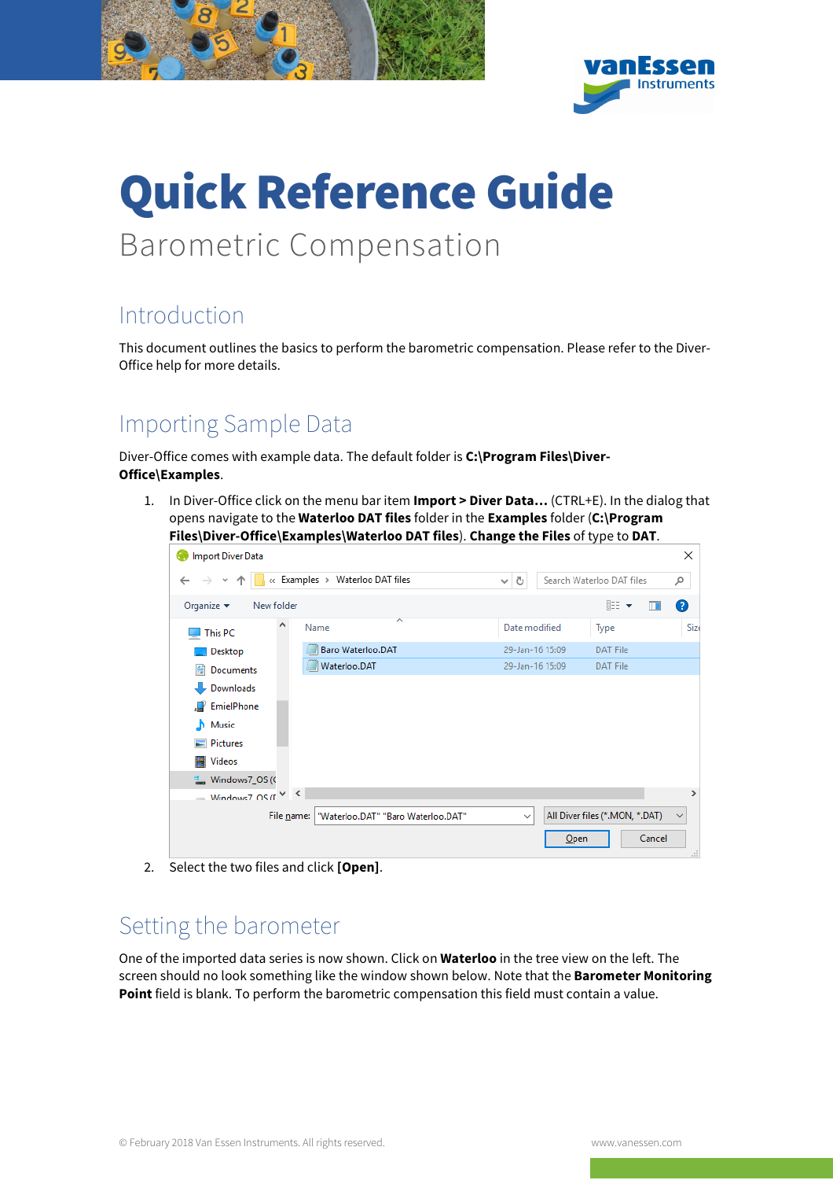# Quick Reference Guide

Barometric Compensation

## Introduction

This document outlines the basics to perform the barometric compensation. Please refer to the Diver-Office help for more details.

## Importing Sample Data

Diver-Office comes with example data. The default folder is **C:\Program Files\Diver-Office\Examples**.

1. In Diver-Office click on the menu bar item **Import > Diver Data…** (CTRL+E). In the dialog that opens navigate to the **Waterloo DAT files** folder in the **Examples** folder (**C:\Program Files\Diver-Office\Examples\Waterloo DAT files**). **Change the Files** of type to **DAT**.
2. Select the two files and click **[Open]**.

## Setting the barometer

One of the imported data series is now shown. Click on **Waterloo** in the tree view on the left. The screen should no look something like the window shown below. Note that the **Barometer Monitoring Point** field is blank. To perform the barometric compensation this field must contain a value.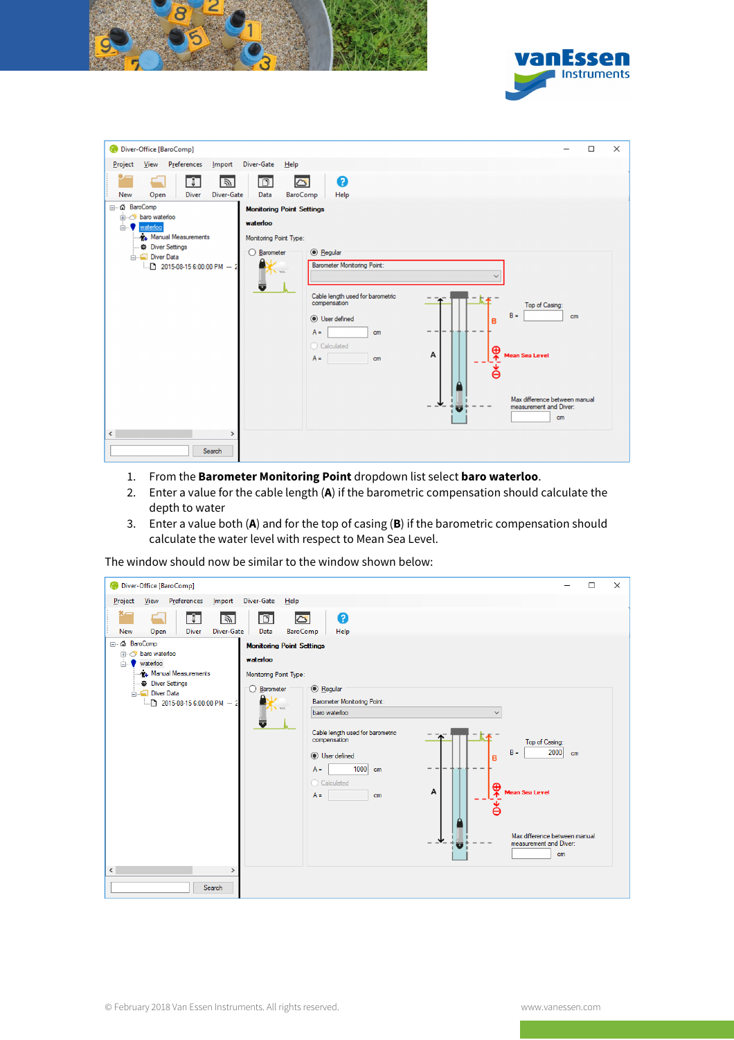1. From the **Barometer Monitoring Point** dropdown list select **baro waterloo**.
2. Enter a value for the cable length (**A**) if the barometric compensation should calculate the depth to water
3. Enter a value both (**A**) and for the top of casing (**B**) if the barometric compensation should calculate the water level with respect to Mean Sea Level.

The window should now be similar to the window shown below: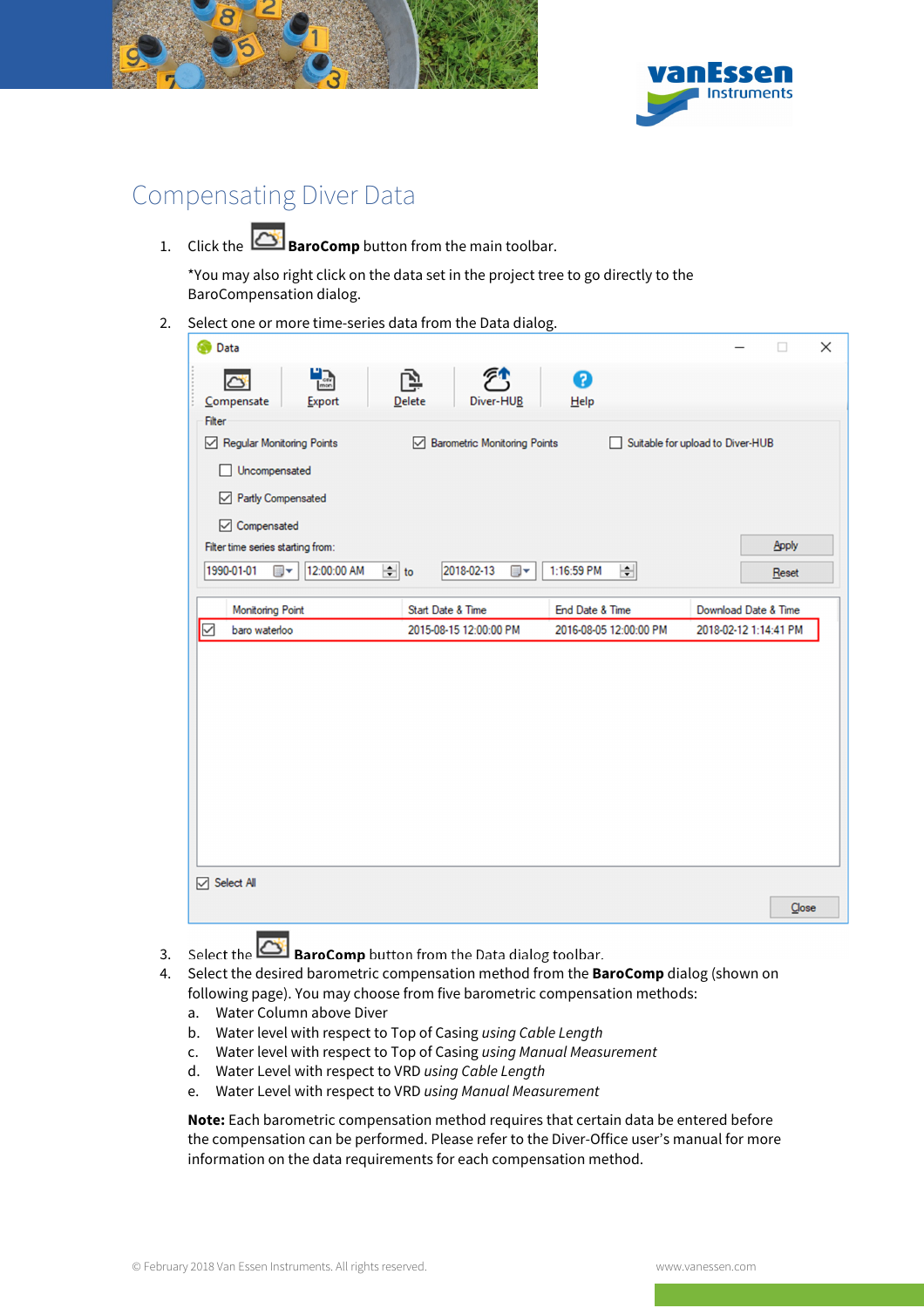# Compensating Diver Data

1. Click the **BaroComp** button from the main toolbar.

   *You may also right click on the data set in the project tree to go directly to the BaroCompensation dialog.

2. Select one or more time-series data from the Data dialog.

3. Select the **BaroComp** button from the Data dialog toolbar.
4. Select the desired barometric compensation method from the **BaroComp** dialog (shown on following page). You may choose from five barometric compensation methods:
   a. Water Column above Diver
   b. Water level with respect to Top of Casing *using Cable Length*
   c. Water level with respect to Top of Casing *using Manual Measurement*
   d. Water Level with respect to VRD *using Cable Length*
   e. Water Level with respect to VRD *using Manual Measurement*

   **Note:** Each barometric compensation method requires that certain data be entered before the compensation can be performed. Please refer to the Diver-Office user's manual for more information on the data requirements for each compensation method.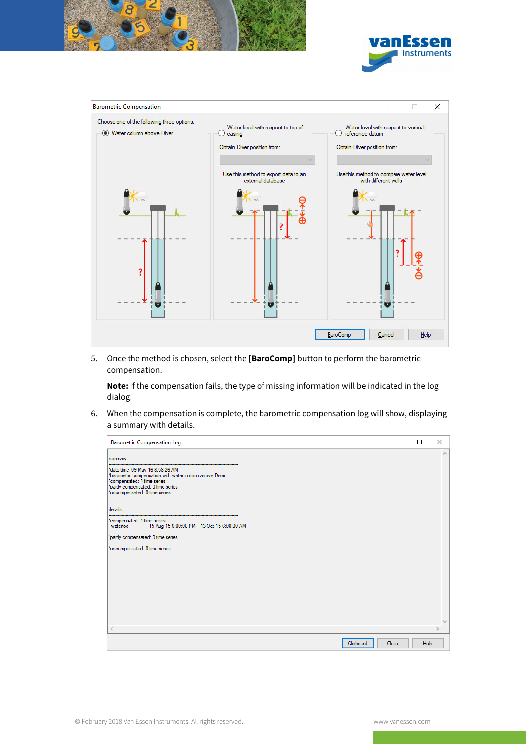5. Once the method is chosen, select the **[BaroComp]** button to perform the barometric compensation.

   **Note:** If the compensation fails, the type of missing information will be indicated in the log dialog.

6. When the compensation is complete, the barometric compensation log will show, displaying a summary with details.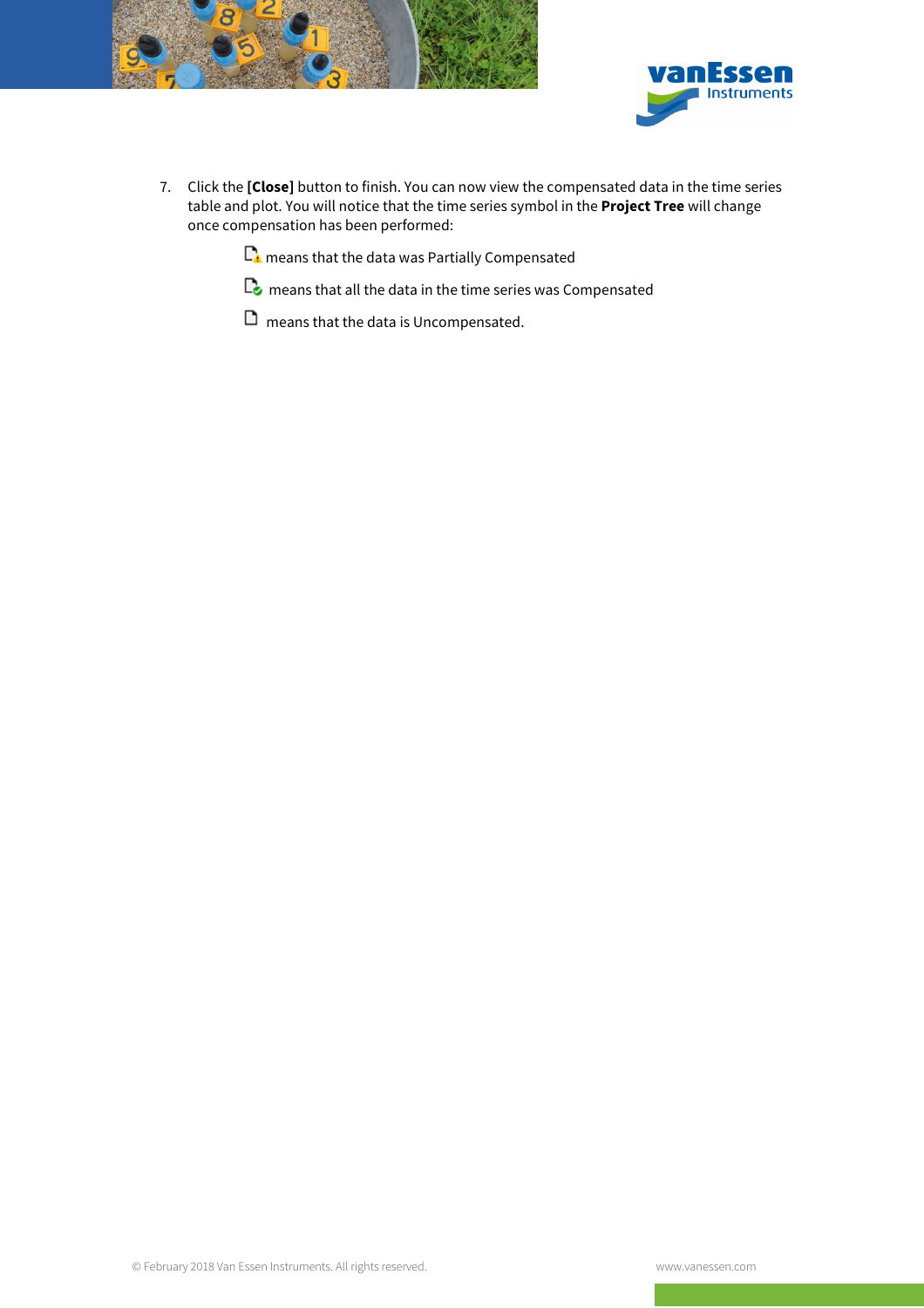7. Click the **[Close]** button to finish. You can now view the compensated data in the time series table and plot. You will notice that the time series symbol in the **Project Tree** will change once compensation has been performed:

   means that the data was Partially Compensated

   means that all the data in the time series was Compensated

   means that the data is Uncompensated.